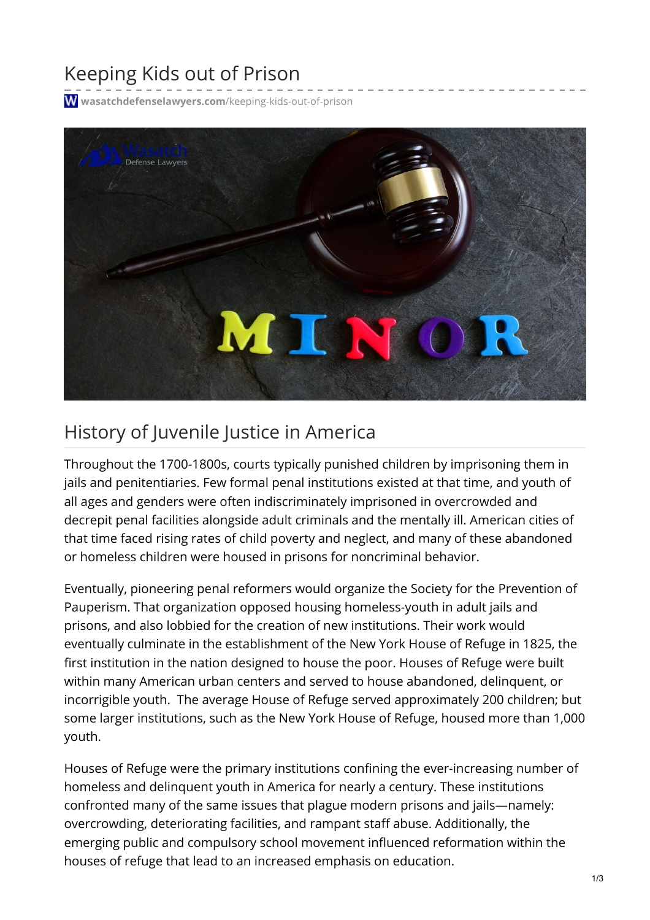# Keeping Kids out of Prison

wasatchdefenselawyers.com/keeping-kids-out-of-prison

## History of Juvenile Justice in America

Throughout the 1700-1800s, courts typically punished children by imprisoning them in jails and penitentiaries. Few formal penal institutions existed at that time, and youth of all ages and genders were often indiscriminately imprisoned in overcrowded and decrepit penal facilities alongside adult criminals and the mentally ill. American cities of that time faced rising rates of child poverty and neglect, and many of these abandoned or homeless children were housed in prisons for noncriminal behavior.

Eventually, pioneering penal reformers would organize the Society for the Prevention of Pauperism. That organization opposed housing homeless-youth in adult jails and prisons, and also lobbied for the creation of new institutions. Their work would eventually culminate in the establishment of the New York House of Refuge in 1825, the first institution in the nation designed to house the poor. Houses of Refuge were built within many American urban centers and served to house abandoned, delinquent, or incorrigible youth. The average House of Refuge served approximately 200 children; but some larger institutions, such as the New York House of Refuge, housed more than 1,000 youth.

Houses of Refuge were the primary institutions confining the ever-increasing number of homeless and delinquent youth in America for nearly a century. These institutions confronted many of the same issues that plague modern prisons and jails—namely: overcrowding, deteriorating facilities, and rampant staff abuse. Additionally, the emerging public and compulsory school movement influenced reformation within the houses of refuge that lead to an increased emphasis on education.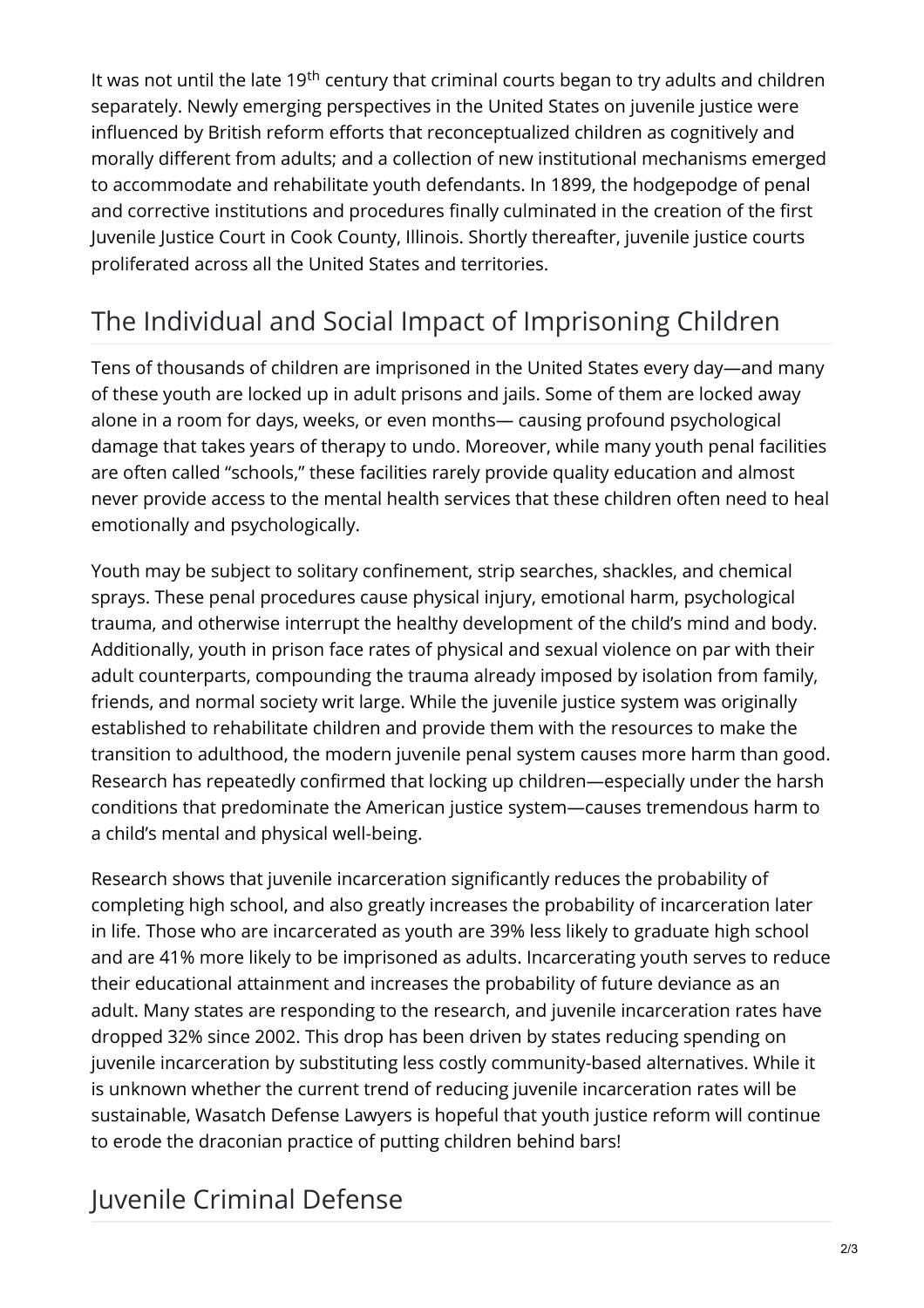It was not until the late 19th century that criminal courts began to try adults and children separately. Newly emerging perspectives in the United States on juvenile justice were influenced by British reform efforts that reconceptualized children as cognitively and morally different from adults; and a collection of new institutional mechanisms emerged to accommodate and rehabilitate youth defendants. In 1899, the hodgepodge of penal and corrective institutions and procedures finally culminated in the creation of the first Juvenile Justice Court in Cook County, Illinois. Shortly thereafter, juvenile justice courts proliferated across all the United States and territories.

## The Individual and Social Impact of Imprisoning Children

Tens of thousands of children are imprisoned in the United States every day—and many of these youth are locked up in adult prisons and jails. Some of them are locked away alone in a room for days, weeks, or even months— causing profound psychological damage that takes years of therapy to undo. Moreover, while many youth penal facilities are often called "schools," these facilities rarely provide quality education and almost never provide access to the mental health services that these children often need to heal emotionally and psychologically.

Youth may be subject to solitary confinement, strip searches, shackles, and chemical sprays. These penal procedures cause physical injury, emotional harm, psychological trauma, and otherwise interrupt the healthy development of the child's mind and body. Additionally, youth in prison face rates of physical and sexual violence on par with their adult counterparts, compounding the trauma already imposed by isolation from family, friends, and normal society writ large. While the juvenile justice system was originally established to rehabilitate children and provide them with the resources to make the transition to adulthood, the modern juvenile penal system causes more harm than good. Research has repeatedly confirmed that locking up children—especially under the harsh conditions that predominate the American justice system—causes tremendous harm to a child's mental and physical well-being.

Research shows that juvenile incarceration significantly reduces the probability of completing high school, and also greatly increases the probability of incarceration later in life. Those who are incarcerated as youth are 39% less likely to graduate high school and are 41% more likely to be imprisoned as adults. Incarcerating youth serves to reduce their educational attainment and increases the probability of future deviance as an adult. Many states are responding to the research, and juvenile incarceration rates have dropped 32% since 2002. This drop has been driven by states reducing spending on juvenile incarceration by substituting less costly community-based alternatives. While it is unknown whether the current trend of reducing juvenile incarceration rates will be sustainable, Wasatch Defense Lawyers is hopeful that youth justice reform will continue to erode the draconian practice of putting children behind bars!

## Juvenile Criminal Defense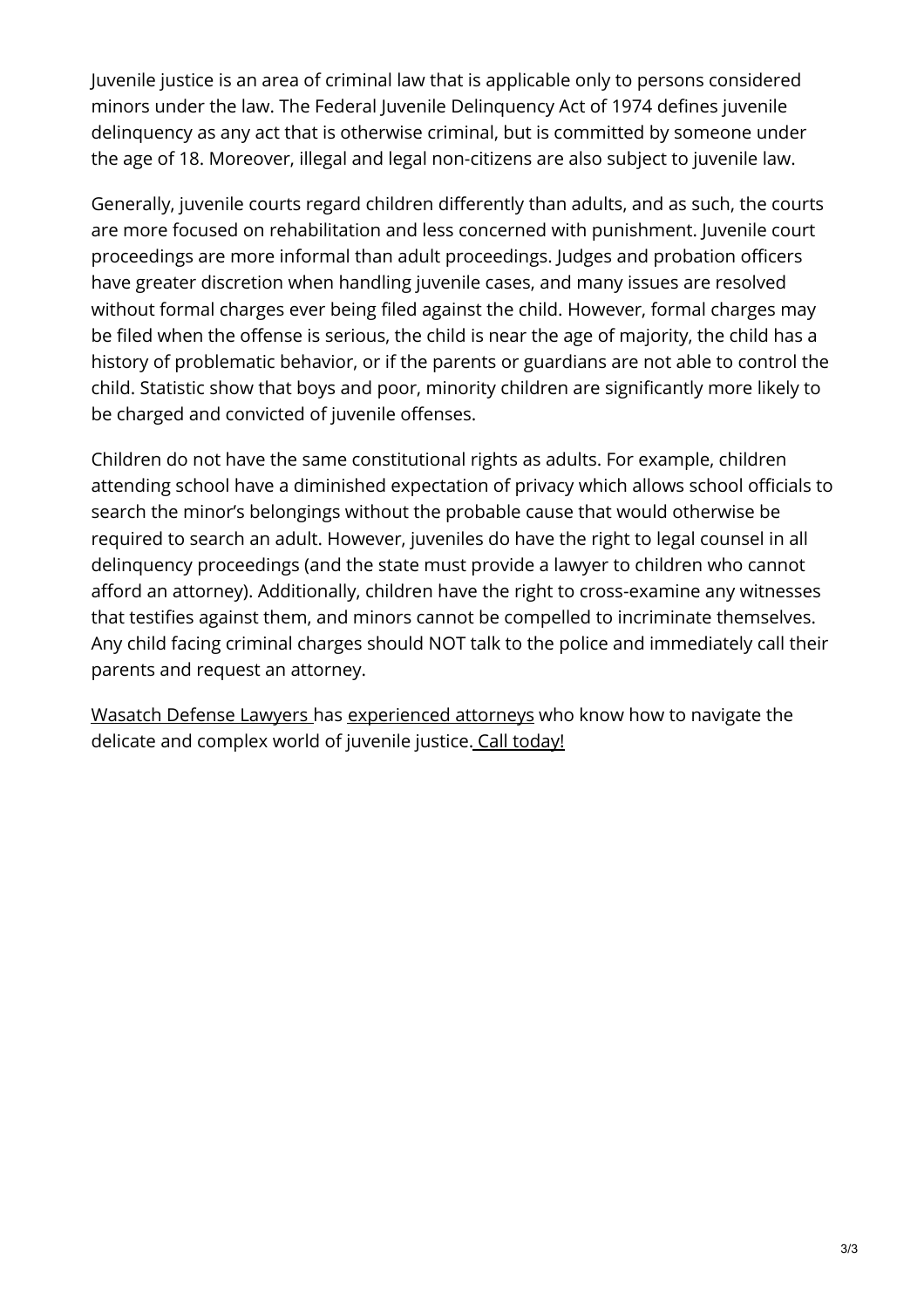Juvenile justice is an area of criminal law that is applicable only to persons considered minors under the law. The Federal Juvenile Delinquency Act of 1974 defines juvenile delinquency as any act that is otherwise criminal, but is committed by someone under the age of 18. Moreover, illegal and legal non-citizens are also subject to juvenile law.

Generally, juvenile courts regard children differently than adults, and as such, the courts are more focused on rehabilitation and less concerned with punishment. Juvenile court proceedings are more informal than adult proceedings. Judges and probation officers have greater discretion when handling juvenile cases, and many issues are resolved without formal charges ever being filed against the child. However, formal charges may be filed when the offense is serious, the child is near the age of majority, the child has a history of problematic behavior, or if the parents or guardians are not able to control the child. Statistic show that boys and poor, minority children are significantly more likely to be charged and convicted of juvenile offenses.

Children do not have the same constitutional rights as adults. For example, children attending school have a diminished expectation of privacy which allows school officials to search the minor's belongings without the probable cause that would otherwise be required to search an adult. However, juveniles do have the right to legal counsel in all delinquency proceedings (and the state must provide a lawyer to children who cannot afford an attorney). Additionally, children have the right to cross-examine any witnesses that testifies against them, and minors cannot be compelled to incriminate themselves. Any child facing criminal charges should NOT talk to the police and immediately call their parents and request an attorney.

Wasatch Defense Lawyers has experienced attorneys who know how to navigate the delicate and complex world of juvenile justice. Call today!